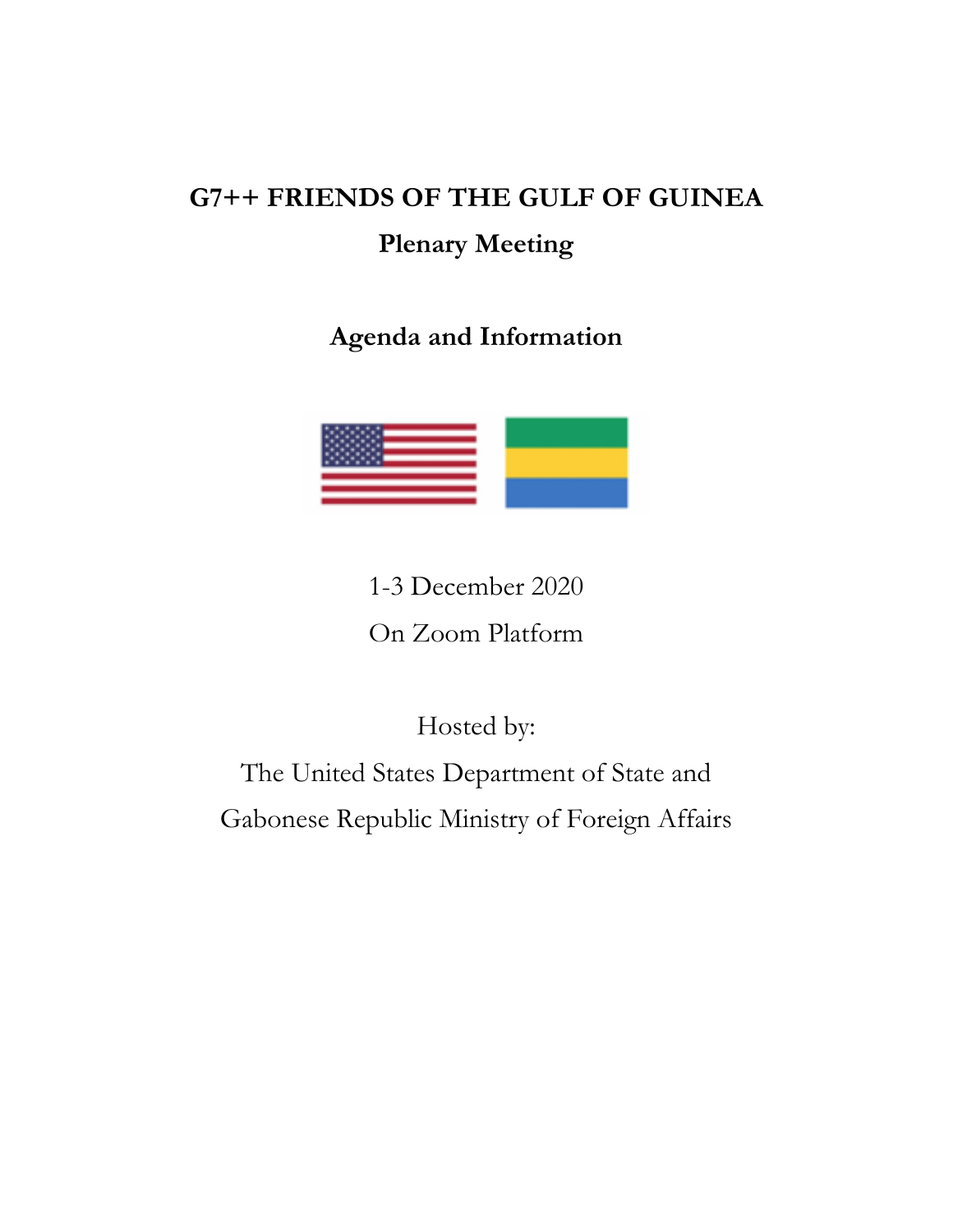# G7++ FRIENDS OF THE GULF OF GUINEA

## Plenary Meeting

## Agenda and Information

1-3 December 2020

On Zoom Platform

Hosted by:

The United States Department of State and

Gabonese Republic Ministry of Foreign Affairs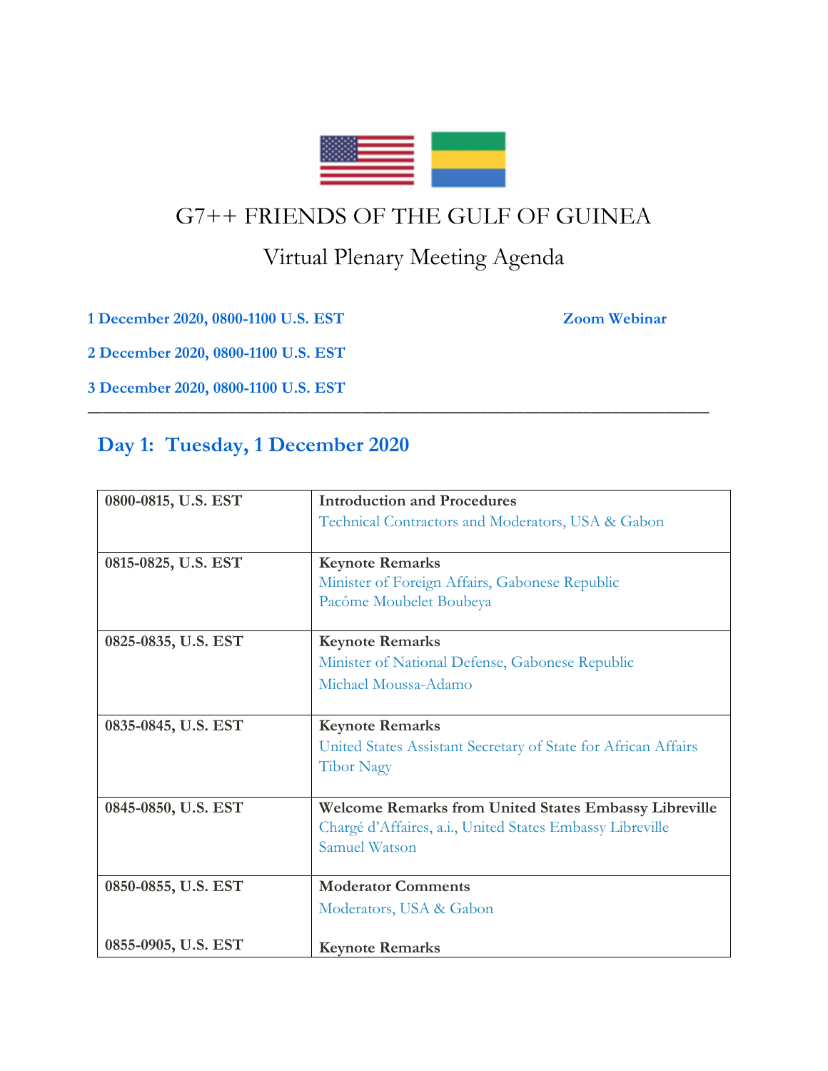# G7++ FRIENDS OF THE GULF OF GUINEA

## Virtual Plenary Meeting Agenda

**1 December 2020, 0800-1100 U.S. EST** **Zoom Webinar**

**2 December 2020, 0800-1100 U.S. EST**

**3 December 2020, 0800-1100 U.S. EST**

---

## Day 1: Tuesday, 1 December 2020

| | |
|---|---|
| **0800-0815, U.S. EST** | **Introduction and Procedures**<br>Technical Contractors and Moderators, USA & Gabon |
| **0815-0825, U.S. EST** | **Keynote Remarks**<br>Minister of Foreign Affairs, Gabonese Republic<br>Pacôme Moubelet Boubeya |
| **0825-0835, U.S. EST** | **Keynote Remarks**<br>Minister of National Defense, Gabonese Republic<br>Michael Moussa-Adamo |
| **0835-0845, U.S. EST** | **Keynote Remarks**<br>United States Assistant Secretary of State for African Affairs<br>Tibor Nagy |
| **0845-0850, U.S. EST** | **Welcome Remarks from United States Embassy Libreville**<br>Chargé d'Affaires, a.i., United States Embassy Libreville<br>Samuel Watson |
| **0850-0855, U.S. EST**<br><br>**0855-0905, U.S. EST** | **Moderator Comments**<br>Moderators, USA & Gabon<br><br>**Keynote Remarks** |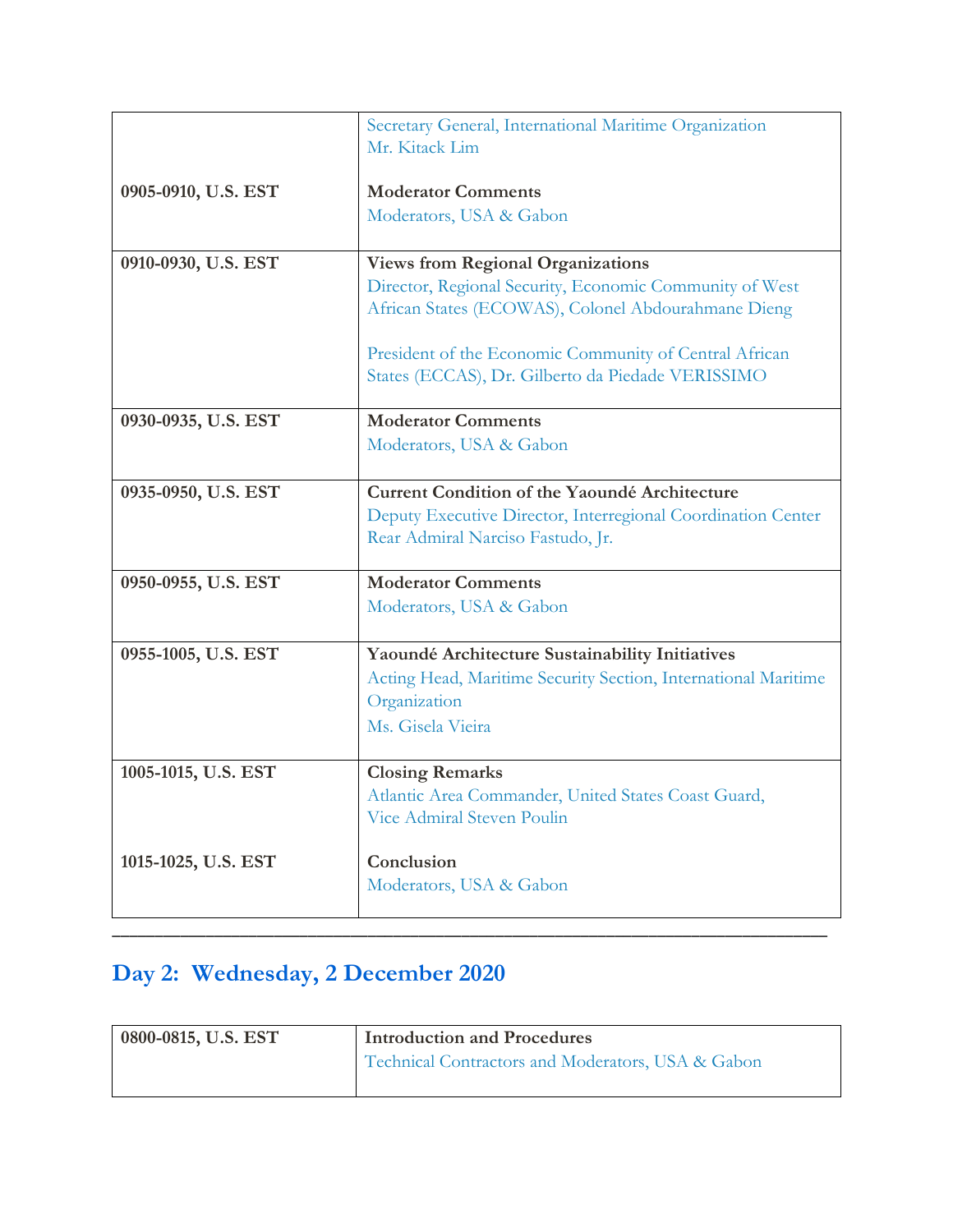| | |
|---|---|
| | Secretary General, International Maritime Organization<br>Mr. Kitack Lim |
| 0905-0910, U.S. EST | **Moderator Comments**<br>Moderators, USA & Gabon |
| 0910-0930, U.S. EST | **Views from Regional Organizations**<br>Director, Regional Security, Economic Community of West African States (ECOWAS), Colonel Abdourahmane Dieng<br><br>President of the Economic Community of Central African States (ECCAS), Dr. Gilberto da Piedade VERISSIMO |
| 0930-0935, U.S. EST | **Moderator Comments**<br>Moderators, USA & Gabon |
| 0935-0950, U.S. EST | **Current Condition of the Yaoundé Architecture**<br>Deputy Executive Director, Interregional Coordination Center Rear Admiral Narciso Fastudo, Jr. |
| 0950-0955, U.S. EST | **Moderator Comments**<br>Moderators, USA & Gabon |
| 0955-1005, U.S. EST | **Yaoundé Architecture Sustainability Initiatives**<br>Acting Head, Maritime Security Section, International Maritime Organization<br>Ms. Gisela Vieira |
| 1005-1015, U.S. EST | **Closing Remarks**<br>Atlantic Area Commander, United States Coast Guard, Vice Admiral Steven Poulin |
| 1015-1025, U.S. EST | **Conclusion**<br>Moderators, USA & Gabon |

---

## Day 2: Wednesday, 2 December 2020

| | |
|---|---|
| 0800-0815, U.S. EST | **Introduction and Procedures**<br>Technical Contractors and Moderators, USA & Gabon |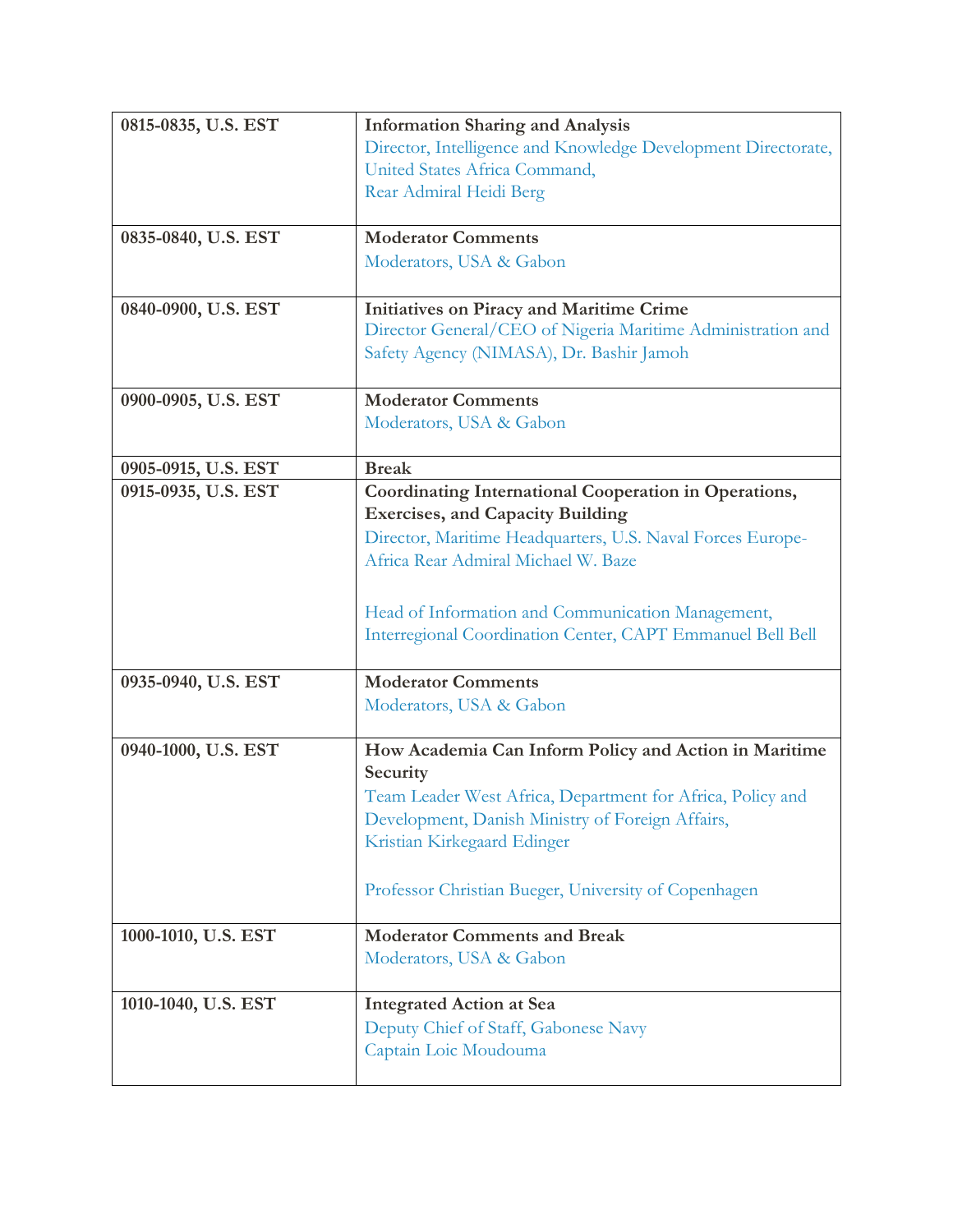| | |
|---|---|
| 0815-0835, U.S. EST | **Information Sharing and Analysis**<br>Director, Intelligence and Knowledge Development Directorate, United States Africa Command,<br>Rear Admiral Heidi Berg |
| 0835-0840, U.S. EST | **Moderator Comments**<br>Moderators, USA & Gabon |
| 0840-0900, U.S. EST | **Initiatives on Piracy and Maritime Crime**<br>Director General/CEO of Nigeria Maritime Administration and Safety Agency (NIMASA), Dr. Bashir Jamoh |
| 0900-0905, U.S. EST | **Moderator Comments**<br>Moderators, USA & Gabon |
| 0905-0915, U.S. EST | **Break** |
| 0915-0935, U.S. EST | **Coordinating International Cooperation in Operations, Exercises, and Capacity Building**<br>Director, Maritime Headquarters, U.S. Naval Forces Europe-Africa Rear Admiral Michael W. Baze<br><br>Head of Information and Communication Management, Interregional Coordination Center, CAPT Emmanuel Bell Bell |
| 0935-0940, U.S. EST | **Moderator Comments**<br>Moderators, USA & Gabon |
| 0940-1000, U.S. EST | **How Academia Can Inform Policy and Action in Maritime Security**<br>Team Leader West Africa, Department for Africa, Policy and Development, Danish Ministry of Foreign Affairs,<br>Kristian Kirkegaard Edinger<br><br>Professor Christian Bueger, University of Copenhagen |
| 1000-1010, U.S. EST | **Moderator Comments and Break**<br>Moderators, USA & Gabon |
| 1010-1040, U.S. EST | **Integrated Action at Sea**<br>Deputy Chief of Staff, Gabonese Navy<br>Captain Loic Moudouma |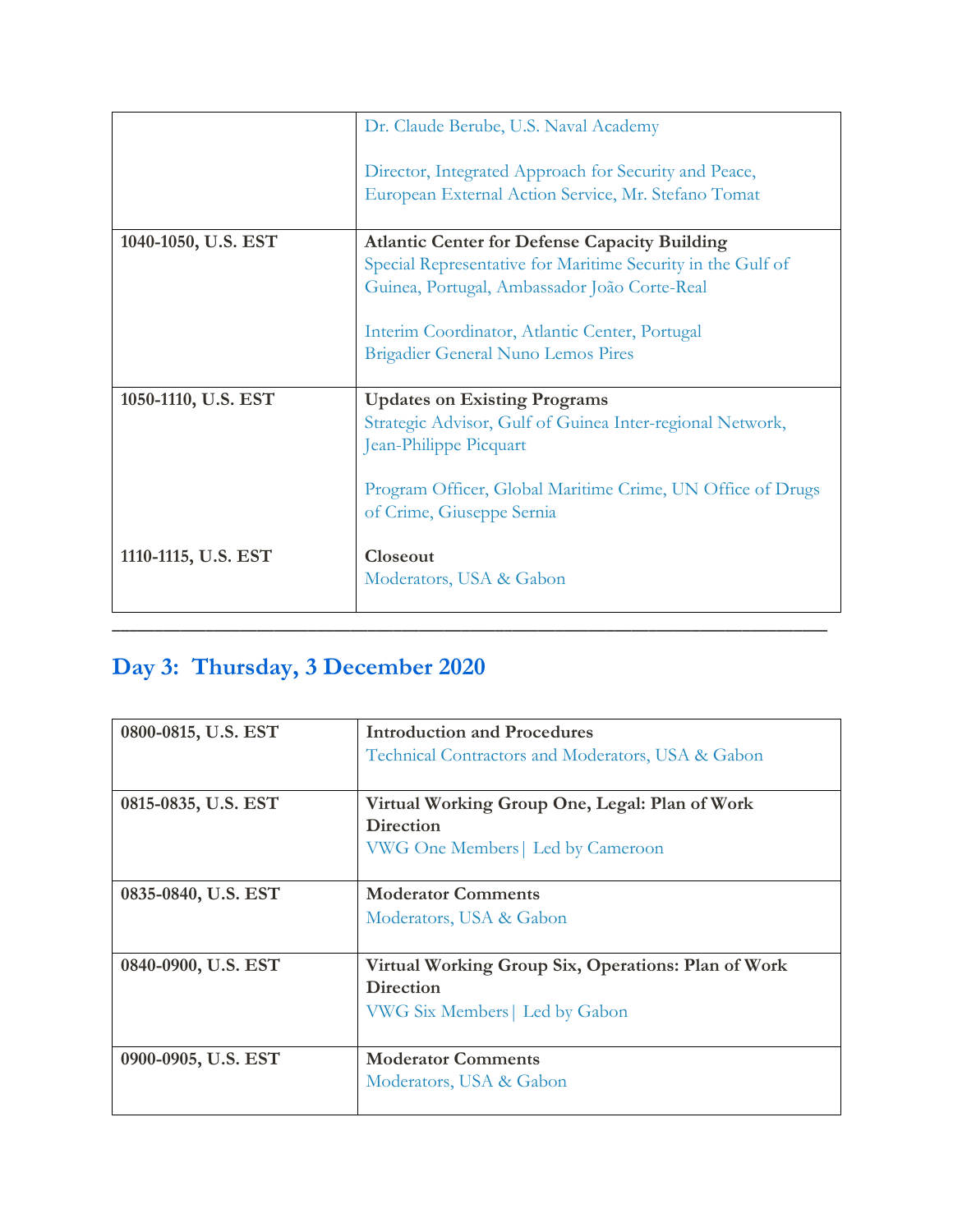| | |
|---|---|
| | Dr. Claude Berube, U.S. Naval Academy<br><br>Director, Integrated Approach for Security and Peace, European External Action Service, Mr. Stefano Tomat |
| **1040-1050, U.S. EST** | **Atlantic Center for Defense Capacity Building**<br>Special Representative for Maritime Security in the Gulf of Guinea, Portugal, Ambassador João Corte-Real<br><br>Interim Coordinator, Atlantic Center, Portugal<br>Brigadier General Nuno Lemos Pires |
| **1050-1110, U.S. EST**<br><br><br><br><br>**1110-1115, U.S. EST** | **Updates on Existing Programs**<br>Strategic Advisor, Gulf of Guinea Inter-regional Network, Jean-Philippe Picquart<br><br>Program Officer, Global Maritime Crime, UN Office of Drugs of Crime, Giuseppe Sernia<br><br>**Closeout**<br>Moderators, USA & Gabon |

---

## Day 3: Thursday, 3 December 2020

| | |
|---|---|
| **0800-0815, U.S. EST** | **Introduction and Procedures**<br>Technical Contractors and Moderators, USA & Gabon |
| **0815-0835, U.S. EST** | **Virtual Working Group One, Legal: Plan of Work Direction**<br>VWG One Members \| Led by Cameroon |
| **0835-0840, U.S. EST** | **Moderator Comments**<br>Moderators, USA & Gabon |
| **0840-0900, U.S. EST** | **Virtual Working Group Six, Operations: Plan of Work Direction**<br>VWG Six Members \| Led by Gabon |
| **0900-0905, U.S. EST** | **Moderator Comments**<br>Moderators, USA & Gabon |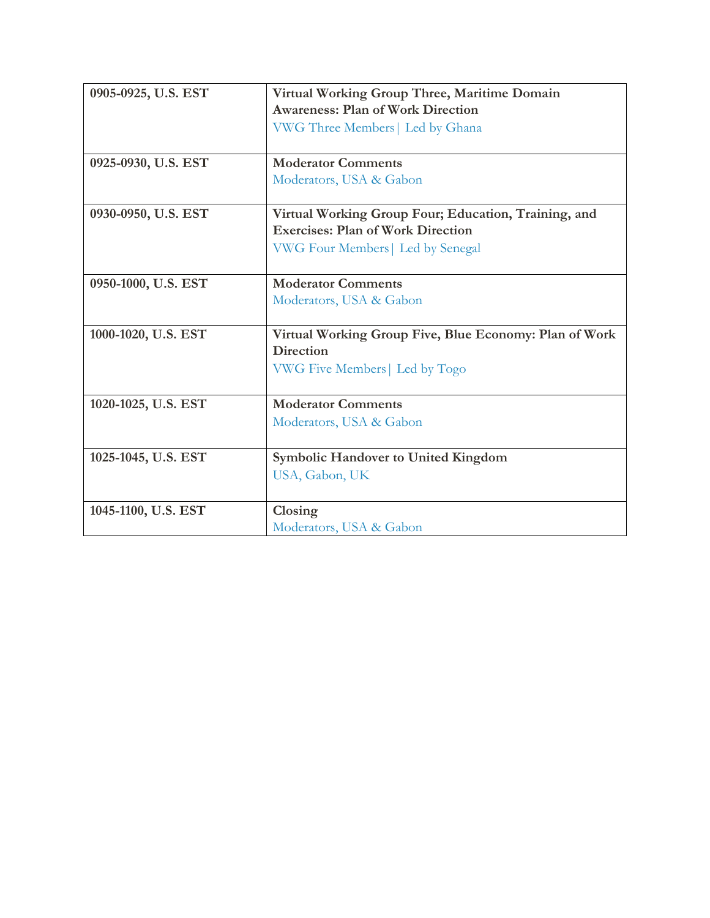| 0905-0925, U.S. EST | **Virtual Working Group Three, Maritime Domain Awareness: Plan of Work Direction**<br>VWG Three Members\| Led by Ghana |
|---|---|
| 0925-0930, U.S. EST | **Moderator Comments**<br>Moderators, USA & Gabon |
| 0930-0950, U.S. EST | **Virtual Working Group Four; Education, Training, and Exercises: Plan of Work Direction**<br>VWG Four Members\| Led by Senegal |
| 0950-1000, U.S. EST | **Moderator Comments**<br>Moderators, USA & Gabon |
| 1000-1020, U.S. EST | **Virtual Working Group Five, Blue Economy: Plan of Work Direction**<br>VWG Five Members\| Led by Togo |
| 1020-1025, U.S. EST | **Moderator Comments**<br>Moderators, USA & Gabon |
| 1025-1045, U.S. EST | **Symbolic Handover to United Kingdom**<br>USA, Gabon, UK |
| 1045-1100, U.S. EST | **Closing**<br>Moderators, USA & Gabon |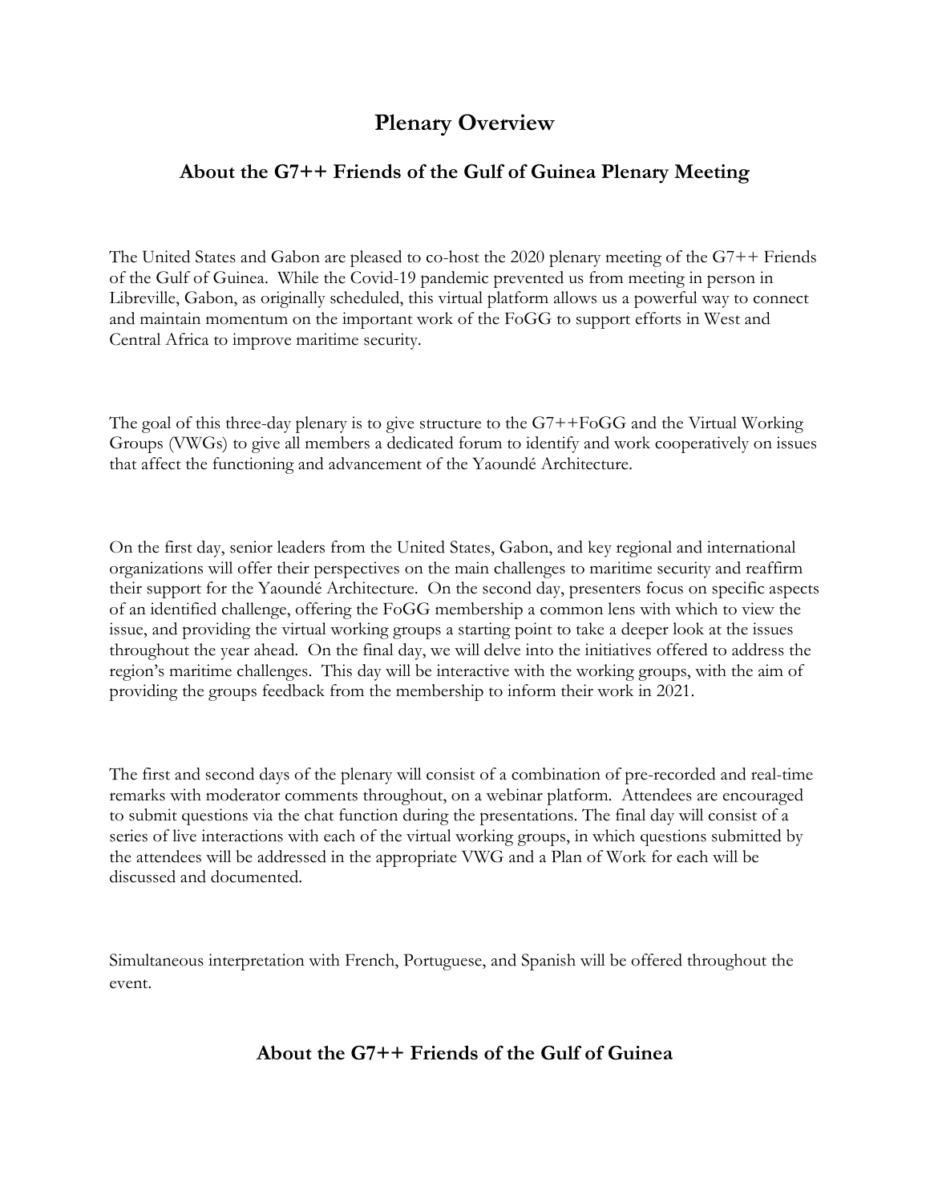# Plenary Overview

## About the G7++ Friends of the Gulf of Guinea Plenary Meeting

The United States and Gabon are pleased to co-host the 2020 plenary meeting of the G7++ Friends of the Gulf of Guinea. While the Covid-19 pandemic prevented us from meeting in person in Libreville, Gabon, as originally scheduled, this virtual platform allows us a powerful way to connect and maintain momentum on the important work of the FoGG to support efforts in West and Central Africa to improve maritime security.

The goal of this three-day plenary is to give structure to the G7++FoGG and the Virtual Working Groups (VWGs) to give all members a dedicated forum to identify and work cooperatively on issues that affect the functioning and advancement of the Yaoundé Architecture.

On the first day, senior leaders from the United States, Gabon, and key regional and international organizations will offer their perspectives on the main challenges to maritime security and reaffirm their support for the Yaoundé Architecture. On the second day, presenters focus on specific aspects of an identified challenge, offering the FoGG membership a common lens with which to view the issue, and providing the virtual working groups a starting point to take a deeper look at the issues throughout the year ahead. On the final day, we will delve into the initiatives offered to address the region's maritime challenges. This day will be interactive with the working groups, with the aim of providing the groups feedback from the membership to inform their work in 2021.

The first and second days of the plenary will consist of a combination of pre-recorded and real-time remarks with moderator comments throughout, on a webinar platform. Attendees are encouraged to submit questions via the chat function during the presentations. The final day will consist of a series of live interactions with each of the virtual working groups, in which questions submitted by the attendees will be addressed in the appropriate VWG and a Plan of Work for each will be discussed and documented.

Simultaneous interpretation with French, Portuguese, and Spanish will be offered throughout the event.

## About the G7++ Friends of the Gulf of Guinea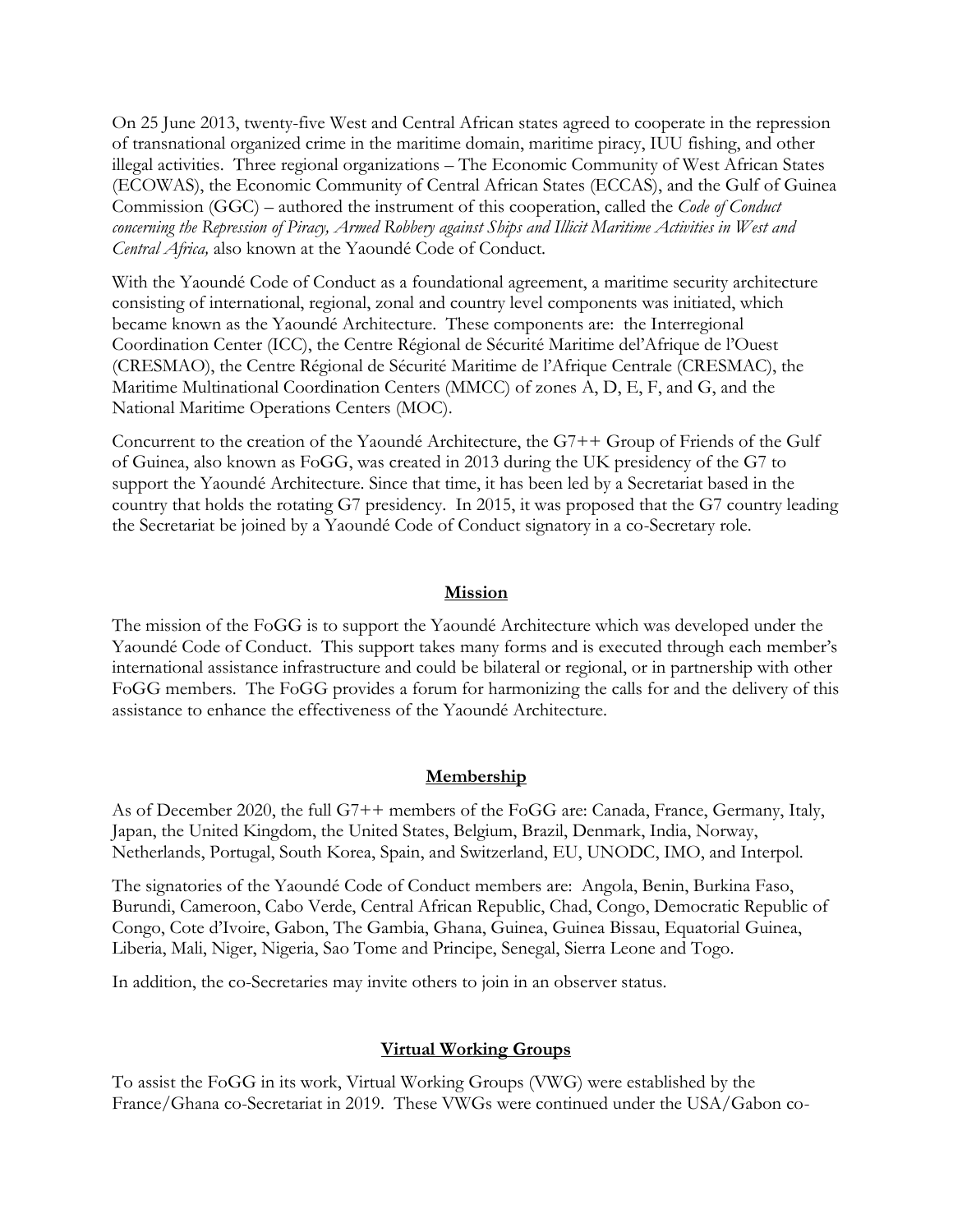On 25 June 2013, twenty-five West and Central African states agreed to cooperate in the repression of transnational organized crime in the maritime domain, maritime piracy, IUU fishing, and other illegal activities. Three regional organizations – The Economic Community of West African States (ECOWAS), the Economic Community of Central African States (ECCAS), and the Gulf of Guinea Commission (GGC) – authored the instrument of this cooperation, called the *Code of Conduct concerning the Repression of Piracy, Armed Robbery against Ships and Illicit Maritime Activities in West and Central Africa,* also known at the Yaoundé Code of Conduct.

With the Yaoundé Code of Conduct as a foundational agreement, a maritime security architecture consisting of international, regional, zonal and country level components was initiated, which became known as the Yaoundé Architecture. These components are: the Interregional Coordination Center (ICC), the Centre Régional de Sécurité Maritime del'Afrique de l'Ouest (CRESMAO), the Centre Régional de Sécurité Maritime de l'Afrique Centrale (CRESMAC), the Maritime Multinational Coordination Centers (MMCC) of zones A, D, E, F, and G, and the National Maritime Operations Centers (MOC).

Concurrent to the creation of the Yaoundé Architecture, the G7++ Group of Friends of the Gulf of Guinea, also known as FoGG, was created in 2013 during the UK presidency of the G7 to support the Yaoundé Architecture. Since that time, it has been led by a Secretariat based in the country that holds the rotating G7 presidency. In 2015, it was proposed that the G7 country leading the Secretariat be joined by a Yaoundé Code of Conduct signatory in a co-Secretary role.

## Mission

The mission of the FoGG is to support the Yaoundé Architecture which was developed under the Yaoundé Code of Conduct. This support takes many forms and is executed through each member's international assistance infrastructure and could be bilateral or regional, or in partnership with other FoGG members. The FoGG provides a forum for harmonizing the calls for and the delivery of this assistance to enhance the effectiveness of the Yaoundé Architecture.

## Membership

As of December 2020, the full G7++ members of the FoGG are: Canada, France, Germany, Italy, Japan, the United Kingdom, the United States, Belgium, Brazil, Denmark, India, Norway, Netherlands, Portugal, South Korea, Spain, and Switzerland, EU, UNODC, IMO, and Interpol.

The signatories of the Yaoundé Code of Conduct members are: Angola, Benin, Burkina Faso, Burundi, Cameroon, Cabo Verde, Central African Republic, Chad, Congo, Democratic Republic of Congo, Cote d'Ivoire, Gabon, The Gambia, Ghana, Guinea, Guinea Bissau, Equatorial Guinea, Liberia, Mali, Niger, Nigeria, Sao Tome and Principe, Senegal, Sierra Leone and Togo.

In addition, the co-Secretaries may invite others to join in an observer status.

## Virtual Working Groups

To assist the FoGG in its work, Virtual Working Groups (VWG) were established by the France/Ghana co-Secretariat in 2019. These VWGs were continued under the USA/Gabon co-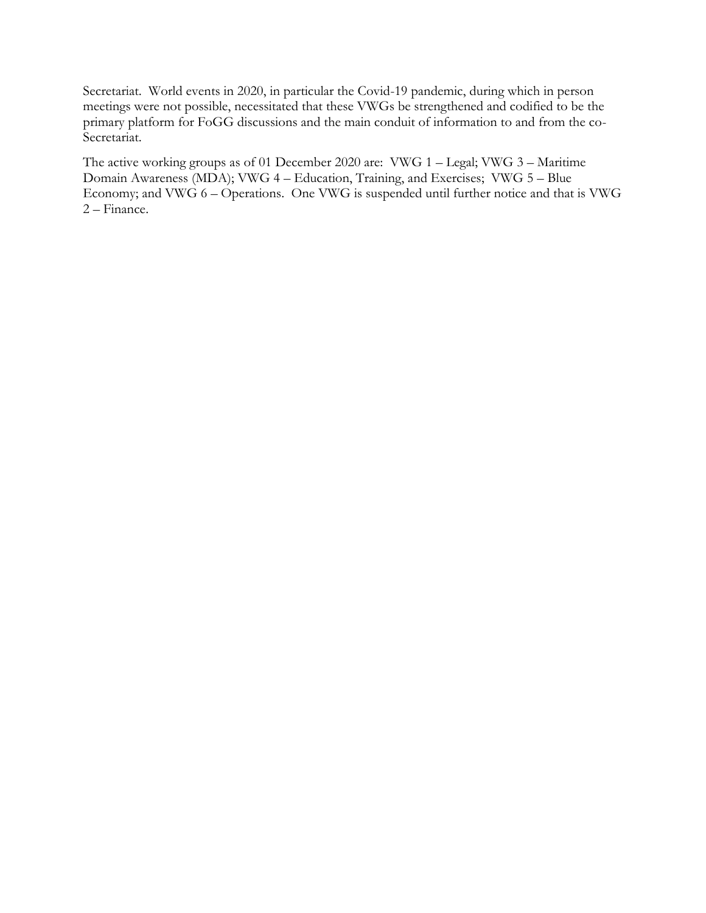Secretariat. World events in 2020, in particular the Covid-19 pandemic, during which in person meetings were not possible, necessitated that these VWGs be strengthened and codified to be the primary platform for FoGG discussions and the main conduit of information to and from the co-Secretariat.

The active working groups as of 01 December 2020 are: VWG 1 – Legal; VWG 3 – Maritime Domain Awareness (MDA); VWG 4 – Education, Training, and Exercises; VWG 5 – Blue Economy; and VWG 6 – Operations. One VWG is suspended until further notice and that is VWG 2 – Finance.